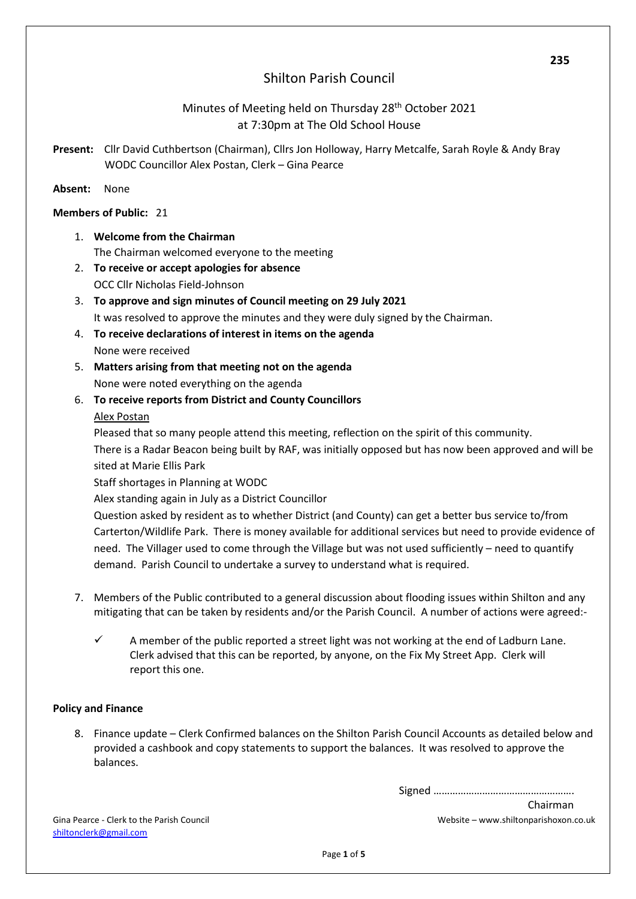# Shilton Parish Council

Minutes of Meeting held on Thursday 28th October 2021
at 7:30pm at The Old School House

**Present:** Cllr David Cuthbertson (Chairman), Cllrs Jon Holloway, Harry Metcalfe, Sarah Royle & Andy Bray
WODC Councillor Alex Postan, Clerk – Gina Pearce

**Absent:** None

**Members of Public:** 21

1. **Welcome from the Chairman**
   The Chairman welcomed everyone to the meeting
2. **To receive or accept apologies for absence**
   OCC Cllr Nicholas Field-Johnson
3. **To approve and sign minutes of Council meeting on 29 July 2021**
   It was resolved to approve the minutes and they were duly signed by the Chairman.
4. **To receive declarations of interest in items on the agenda**
   None were received
5. **Matters arising from that meeting not on the agenda**
   None were noted everything on the agenda
6. **To receive reports from District and County Councillors**

   Alex Postan

   Pleased that so many people attend this meeting, reflection on the spirit of this community.

   There is a Radar Beacon being built by RAF, was initially opposed but has now been approved and will be sited at Marie Ellis Park

   Staff shortages in Planning at WODC

   Alex standing again in July as a District Councillor

   Question asked by resident as to whether District (and County) can get a better bus service to/from Carterton/Wildlife Park. There is money available for additional services but need to provide evidence of need. The Villager used to come through the Village but was not used sufficiently – need to quantify demand. Parish Council to undertake a survey to understand what is required.

7. Members of the Public contributed to a general discussion about flooding issues within Shilton and any mitigating that can be taken by residents and/or the Parish Council. A number of actions were agreed:-

   - ✓ A member of the public reported a street light was not working at the end of Ladburn Lane. Clerk advised that this can be reported, by anyone, on the Fix My Street App. Clerk will report this one.

**Policy and Finance**

8. Finance update – Clerk Confirmed balances on the Shilton Parish Council Accounts as detailed below and provided a cashbook and copy statements to support the balances. It was resolved to approve the balances.

Signed …………………………………………….
Chairman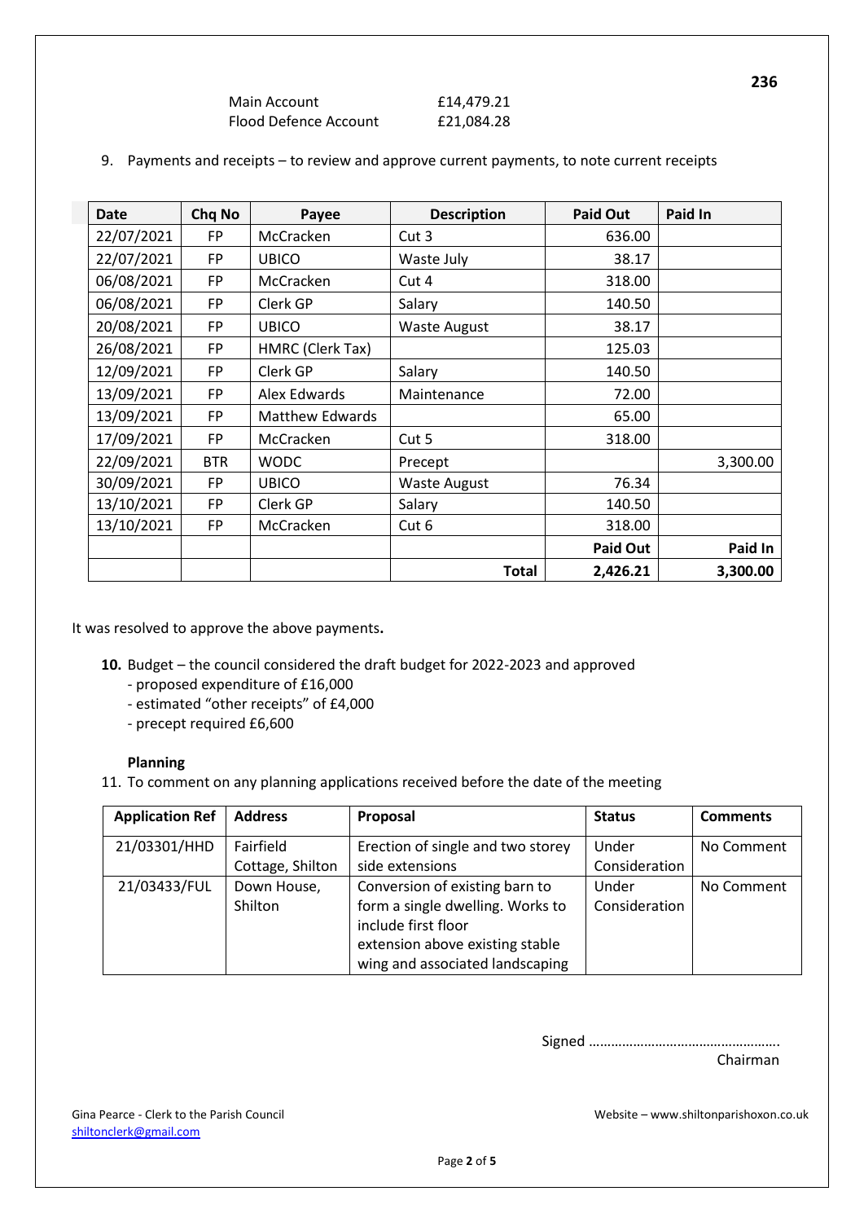| | |
|---|---|
| Main Account | £14,479.21 |
| Flood Defence Account | £21,084.28 |

9. Payments and receipts – to review and approve current payments, to note current receipts

| Date | Chq No | Payee | Description | Paid Out | Paid In |
|---|---|---|---|---|---|
| 22/07/2021 | FP | McCracken | Cut 3 | 636.00 | |
| 22/07/2021 | FP | UBICO | Waste July | 38.17 | |
| 06/08/2021 | FP | McCracken | Cut 4 | 318.00 | |
| 06/08/2021 | FP | Clerk GP | Salary | 140.50 | |
| 20/08/2021 | FP | UBICO | Waste August | 38.17 | |
| 26/08/2021 | FP | HMRC (Clerk Tax) | | 125.03 | |
| 12/09/2021 | FP | Clerk GP | Salary | 140.50 | |
| 13/09/2021 | FP | Alex Edwards | Maintenance | 72.00 | |
| 13/09/2021 | FP | Matthew Edwards | | 65.00 | |
| 17/09/2021 | FP | McCracken | Cut 5 | 318.00 | |
| 22/09/2021 | BTR | WODC | Precept | | 3,300.00 |
| 30/09/2021 | FP | UBICO | Waste August | 76.34 | |
| 13/10/2021 | FP | Clerk GP | Salary | 140.50 | |
| 13/10/2021 | FP | McCracken | Cut 6 | 318.00 | |
| | | | | **Paid Out** | **Paid In** |
| | | | **Total** | **2,426.21** | **3,300.00** |

It was resolved to approve the above payments**.**

**10.** Budget – the council considered the draft budget for 2022-2023 and approved
- proposed expenditure of £16,000
- estimated "other receipts" of £4,000
- precept required £6,600

**Planning**

11. To comment on any planning applications received before the date of the meeting

| Application Ref | Address | Proposal | Status | Comments |
|---|---|---|---|---|
| 21/03301/HHD | Fairfield Cottage, Shilton | Erection of single and two storey side extensions | Under Consideration | No Comment |
| 21/03433/FUL | Down House, Shilton | Conversion of existing barn to form a single dwelling. Works to include first floor extension above existing stable wing and associated landscaping | Under Consideration | No Comment |

Signed ……………………………………………

Chairman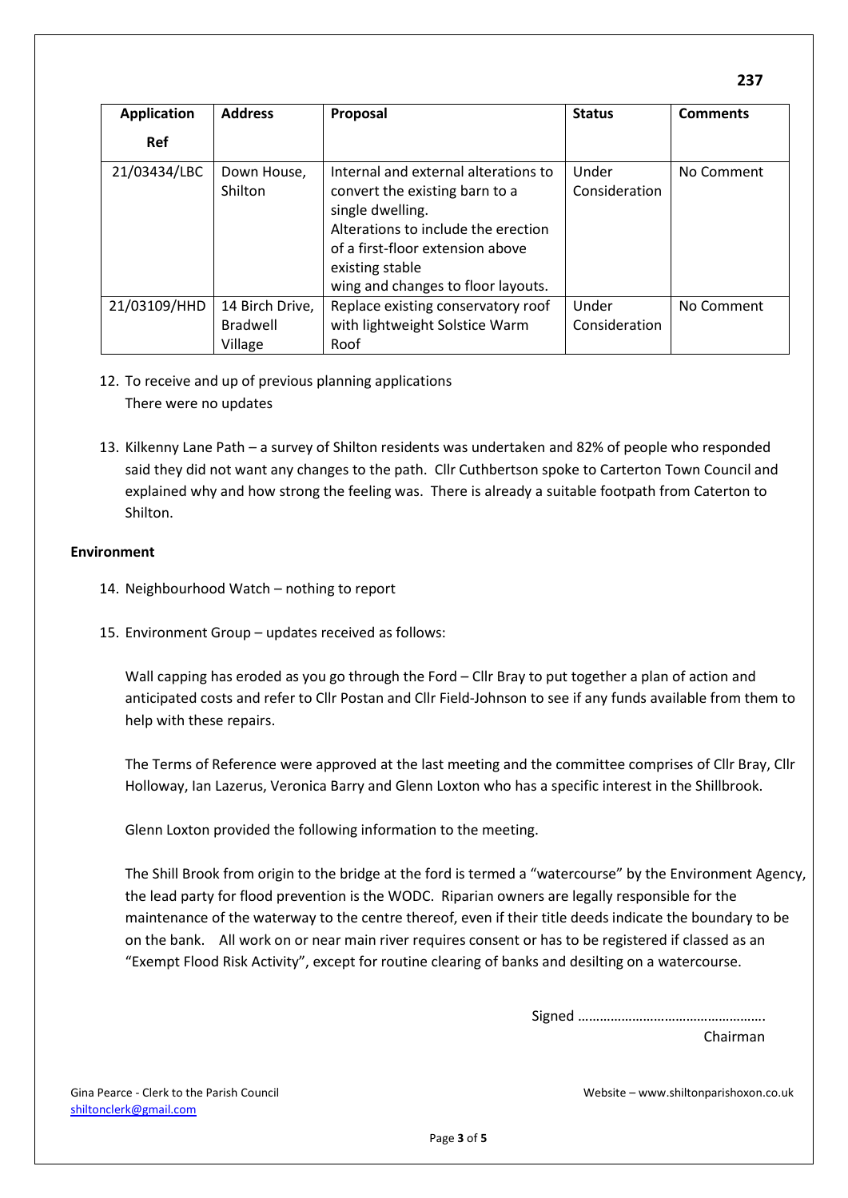| Application Ref | Address | Proposal | Status | Comments |
|---|---|---|---|---|
| 21/03434/LBC | Down House, Shilton | Internal and external alterations to convert the existing barn to a single dwelling. Alterations to include the erection of a first-floor extension above existing stable wing and changes to floor layouts. | Under Consideration | No Comment |
| 21/03109/HHD | 14 Birch Drive, Bradwell Village | Replace existing conservatory roof with lightweight Solstice Warm Roof | Under Consideration | No Comment |

12. To receive and up of previous planning applications
    There were no updates

13. Kilkenny Lane Path – a survey of Shilton residents was undertaken and 82% of people who responded said they did not want any changes to the path. Cllr Cuthbertson spoke to Carterton Town Council and explained why and how strong the feeling was. There is already a suitable footpath from Caterton to Shilton.

**Environment**

14. Neighbourhood Watch – nothing to report

15. Environment Group – updates received as follows:

    Wall capping has eroded as you go through the Ford – Cllr Bray to put together a plan of action and anticipated costs and refer to Cllr Postan and Cllr Field-Johnson to see if any funds available from them to help with these repairs.

    The Terms of Reference were approved at the last meeting and the committee comprises of Cllr Bray, Cllr Holloway, Ian Lazerus, Veronica Barry and Glenn Loxton who has a specific interest in the Shillbrook.

    Glenn Loxton provided the following information to the meeting.

    The Shill Brook from origin to the bridge at the ford is termed a "watercourse" by the Environment Agency, the lead party for flood prevention is the WODC. Riparian owners are legally responsible for the maintenance of the waterway to the centre thereof, even if their title deeds indicate the boundary to be on the bank. All work on or near main river requires consent or has to be registered if classed as an "Exempt Flood Risk Activity", except for routine clearing of banks and desilting on a watercourse.

Signed …………………………………………….
Chairman

Gina Pearce - Clerk to the Parish Council
shiltonclerk@gmail.com

Website – www.shiltonparishoxon.co.uk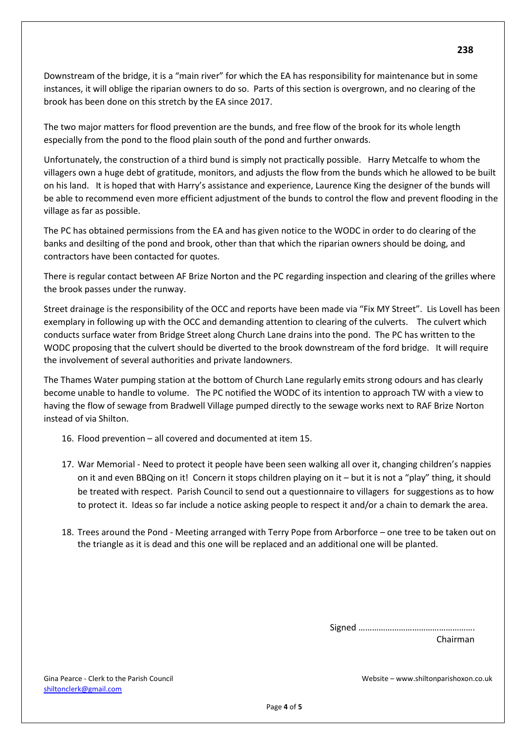Downstream of the bridge, it is a "main river" for which the EA has responsibility for maintenance but in some instances, it will oblige the riparian owners to do so. Parts of this section is overgrown, and no clearing of the brook has been done on this stretch by the EA since 2017.

The two major matters for flood prevention are the bunds, and free flow of the brook for its whole length especially from the pond to the flood plain south of the pond and further onwards.

Unfortunately, the construction of a third bund is simply not practically possible. Harry Metcalfe to whom the villagers own a huge debt of gratitude, monitors, and adjusts the flow from the bunds which he allowed to be built on his land. It is hoped that with Harry's assistance and experience, Laurence King the designer of the bunds will be able to recommend even more efficient adjustment of the bunds to control the flow and prevent flooding in the village as far as possible.

The PC has obtained permissions from the EA and has given notice to the WODC in order to do clearing of the banks and desilting of the pond and brook, other than that which the riparian owners should be doing, and contractors have been contacted for quotes.

There is regular contact between AF Brize Norton and the PC regarding inspection and clearing of the grilles where the brook passes under the runway.

Street drainage is the responsibility of the OCC and reports have been made via "Fix MY Street". Lis Lovell has been exemplary in following up with the OCC and demanding attention to clearing of the culverts. The culvert which conducts surface water from Bridge Street along Church Lane drains into the pond. The PC has written to the WODC proposing that the culvert should be diverted to the brook downstream of the ford bridge. It will require the involvement of several authorities and private landowners.

The Thames Water pumping station at the bottom of Church Lane regularly emits strong odours and has clearly become unable to handle to volume. The PC notified the WODC of its intention to approach TW with a view to having the flow of sewage from Bradwell Village pumped directly to the sewage works next to RAF Brize Norton instead of via Shilton.

16. Flood prevention – all covered and documented at item 15.

17. War Memorial - Need to protect it people have been seen walking all over it, changing children's nappies on it and even BBQing on it! Concern it stops children playing on it – but it is not a "play" thing, it should be treated with respect. Parish Council to send out a questionnaire to villagers for suggestions as to how to protect it. Ideas so far include a notice asking people to respect it and/or a chain to demark the area.

18. Trees around the Pond - Meeting arranged with Terry Pope from Arborforce – one tree to be taken out on the triangle as it is dead and this one will be replaced and an additional one will be planted.

Signed …………………………………………….
Chairman

Gina Pearce - Clerk to the Parish Council
shiltonclerk@gmail.com

Website – www.shiltonparishoxon.co.uk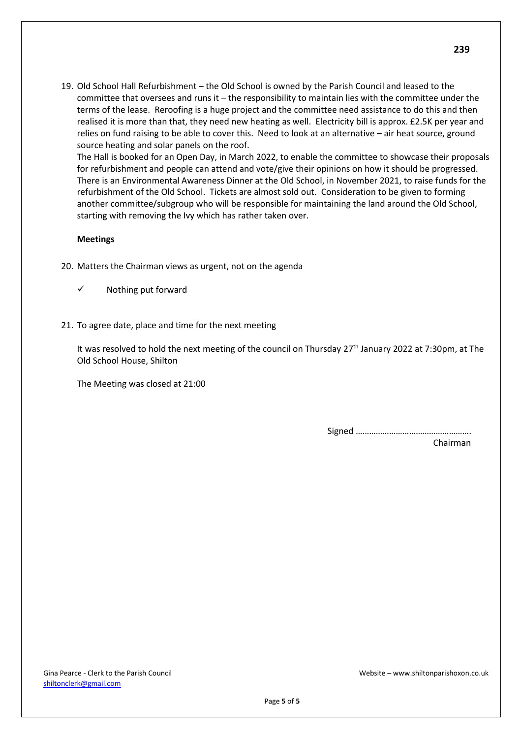19. Old School Hall Refurbishment – the Old School is owned by the Parish Council and leased to the committee that oversees and runs it – the responsibility to maintain lies with the committee under the terms of the lease. Reroofing is a huge project and the committee need assistance to do this and then realised it is more than that, they need new heating as well. Electricity bill is approx. £2.5K per year and relies on fund raising to be able to cover this. Need to look at an alternative – air heat source, ground source heating and solar panels on the roof.

    The Hall is booked for an Open Day, in March 2022, to enable the committee to showcase their proposals for refurbishment and people can attend and vote/give their opinions on how it should be progressed. There is an Environmental Awareness Dinner at the Old School, in November 2021, to raise funds for the refurbishment of the Old School. Tickets are almost sold out. Consideration to be given to forming another committee/subgroup who will be responsible for maintaining the land around the Old School, starting with removing the Ivy which has rather taken over.

**Meetings**

20. Matters the Chairman views as urgent, not on the agenda

    ✓ Nothing put forward

21. To agree date, place and time for the next meeting

    It was resolved to hold the next meeting of the council on Thursday 27th January 2022 at 7:30pm, at The Old School House, Shilton

    The Meeting was closed at 21:00

Signed …………………………………………….

Chairman

Gina Pearce - Clerk to the Parish Council
shiltonclerk@gmail.com

Website – www.shiltonparishoxon.co.uk